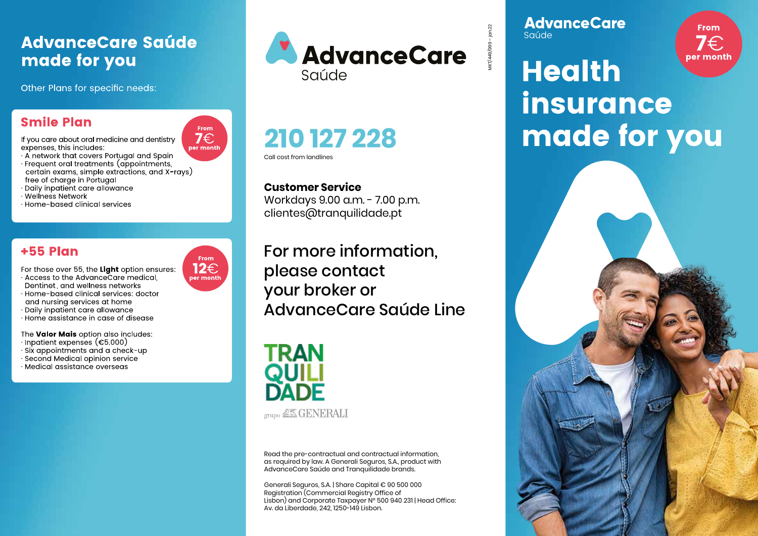# AdvanceCare Saúde made for you

Other Plans for specific needs:

## Smile Plan

From **7€** per month

If you care about oral medicine and dentistry expenses, this includes:

- A network that covers Portugal and Spain
- Frequent oral treatments (appointments, certain exams, simple extractions, and X-rays) free of charge in Portugal
- Daily inpatient care allowance
- Wellness Network
- Home-based clinical services

## +55 Plan

From **12€** per month

For those over 55, the **Light** option ensures:

- Access to the AdvanceCare medical, Dentinet, and wellness networks
- Home-based clinical services: doctor and nursing services at home
- Daily inpatient care allowance
- Home assistance in case of disease

The **Valor Mais** option also includes:

- Inpatient expenses (€5.000)
- Six appointments and a check-up
- Second Medical opinion service
- Medical assistance overseas

---

AdvanceCare Saúde

MKT/449/999 - jan22

# 210 127 228

Call cost from landlines

**Customer Service**
Workdays 9.00 a.m. - 7.00 p.m.
clientes@tranquilidade.pt

## For more information, please contact your broker or AdvanceCare Saúde Line

TRANQUILIDADE
grupo GENERALI

Read the pre-contractual and contractual information, as required by law. A Generali Seguros, S.A., product with AdvanceCare Saúde and Tranquilidade brands.

Generali Seguros, S.A. | Share Capital € 90 500 000 Registration (Commercial Registry Office of Lisbon) and Corporate Taxpayer Nº 500 940 231 | Head Office: Av. da Liberdade, 242, 1250-149 Lisbon.

---

AdvanceCare Saúde

From **7€** per month

# Health insurance made for you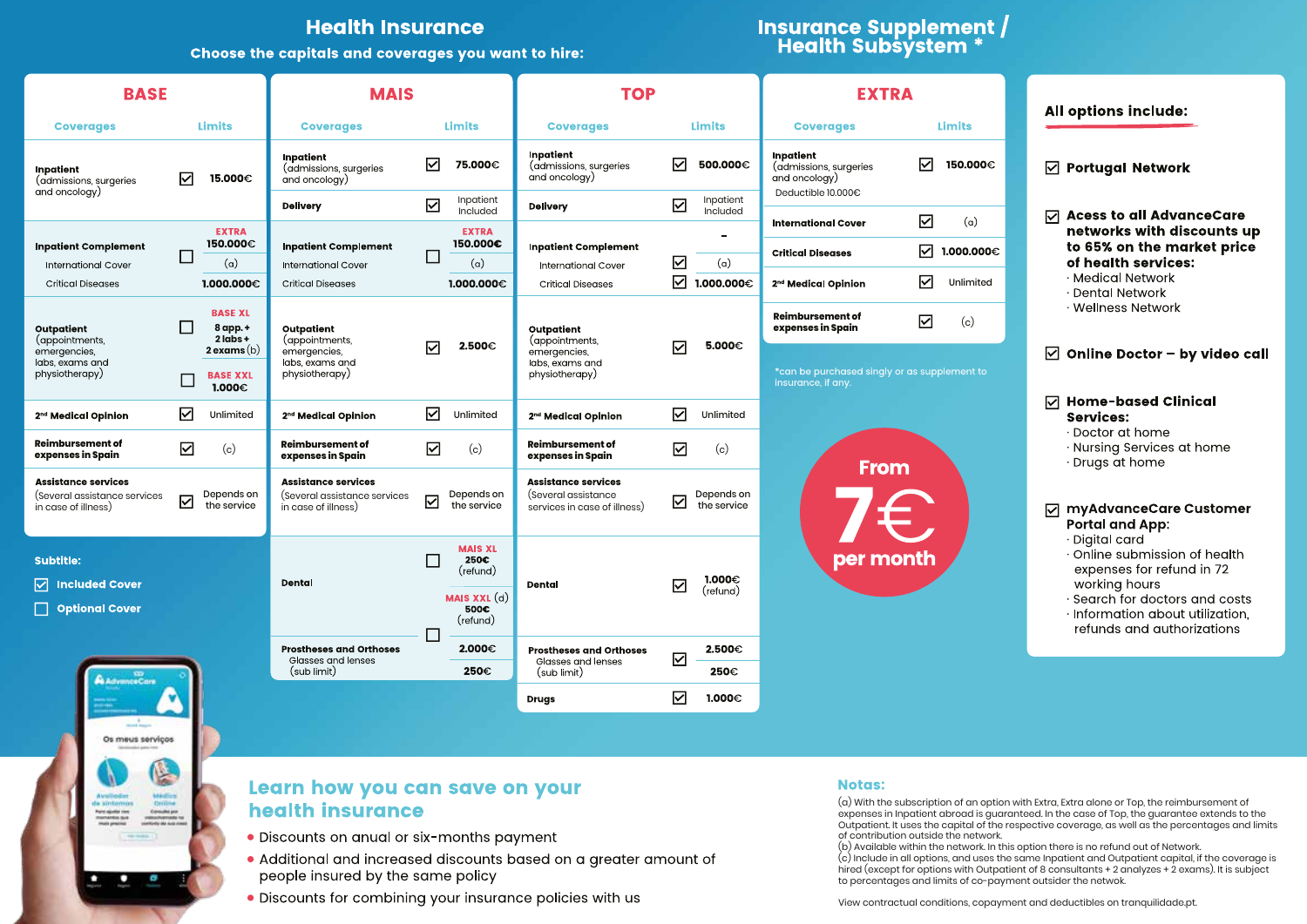# Health Insurance

**Choose the capitals and coverages you want to hire:**

## BASE

| Coverages | | Limits |
|---|---|---|
| **Inpatient** (admissions, surgeries and oncology) | ☑ | 15.000€ |
| **Inpatient Complement** | ☐ | EXTRA 150.000€ |
| International Cover | | (a) |
| Critical Diseases | | 1.000.000€ |
| **Outpatient** (appointments, emergencies, labs, exams and physiotherapy) | ☐ | BASE XL 8 app. + 2 labs + 2 exams (b) |
| | ☐ | BASE XXL 1.000€ |
| **2nd Medical Opinion** | ☑ | Unlimited |
| **Reimbursement of expenses in Spain** | ☑ | (c) |
| **Assistance services** (Several assistance services in case of illness) | ☑ | Depends on the service |

**Subtitle:**

- ☑ **Included Cover**
- ☐ **Optional Cover**

## MAIS

| Coverages | | Limits |
|---|---|---|
| **Inpatient** (admissions, surgeries and oncology) | ☑ | 75.000€ |
| **Delivery** | ☑ | Inpatient Included |
| **Inpatient Complement** | ☐ | EXTRA 150.000€ |
| International Cover | | (a) |
| Critical Diseases | | 1.000.000€ |
| **Outpatient** (appointments, emergencies, labs, exams and physiotherapy) | ☑ | 2.500€ |
| **2nd Medical Opinion** | ☑ | Unlimited |
| **Reimbursement of expenses in Spain** | ☑ | (c) |
| **Assistance services** (Several assistance services in case of illness) | ☑ | Depends on the service |
| **Dental** | ☐ | MAIS XL 250€ (refund) |
| | | MAIS XXL (d) 500€ (refund) |
| **Prostheses and Orthoses** | ☐ | 2.000€ |
| Glasses and lenses (sub limit) | | 250€ |

## TOP

| Coverages | | Limits |
|---|---|---|
| **Inpatient** (admissions, surgeries and oncology) | ☑ | 500.000€ |
| **Delivery** | ☑ | Inpatient Included |
| **Inpatient Complement** | | - |
| International Cover | ☑ | (a) |
| Critical Diseases | ☑ | 1.000.000€ |
| **Outpatient** (appointments, emergencies, labs, exams and physiotherapy) | ☑ | 5.000€ |
| **2nd Medical Opinion** | ☑ | Unlimited |
| **Reimbursement of expenses in Spain** | ☑ | (c) |
| **Assistance services** (Several assistance services in case of illness) | ☑ | Depends on the service |
| **Dental** | ☑ | 1.000€ (refund) |
| **Prostheses and Orthoses** | ☑ | 2.500€ |
| Glasses and lenses (sub limit) | | 250€ |
| **Drugs** | ☑ | 1.000€ |

# Insurance Supplement / Health Subsystem *

## EXTRA

| Coverages | | Limits |
|---|---|---|
| **Inpatient** (admissions, surgeries and oncology) Deductible 10.000€ | ☑ | 150.000€ |
| **International Cover** | ☑ | (a) |
| **Critical Diseases** | ☑ | 1.000.000€ |
| **2nd Medical Opinion** | ☑ | Unlimited |
| **Reimbursement of expenses in Spain** | ☑ | (c) |

*can be purchased singly or as supplement to insurance, if any.

**From 7€ per month**

## All options include:

- ☑ **Portugal Network**
- ☑ **Acess to all AdvanceCare networks with discounts up to 65% on the market price of health services:**
  - Medical Network
  - Dental Network
  - Wellness Network
- ☑ **Online Doctor – by video call**
- ☑ **Home-based Clinical Services:**
  - Doctor at home
  - Nursing Services at home
  - Drugs at home
- ☑ **myAdvanceCare Customer Portal and App:**
  - Digital card
  - Online submission of health expenses for refund in 72 working hours
  - Search for doctors and costs
  - Information about utilization, refunds and authorizations

## Learn how you can save on your health insurance

- Discounts on anual or six-months payment
- Additional and increased discounts based on a greater amount of people insured by the same policy
- Discounts for combining your insurance policies with us

## Notas:

(a) With the subscription of an option with Extra, Extra alone or Top, the reimbursement of expenses in Inpatient abroad is guaranteed. In the case of Top, the guarantee extends to the Outpatient. It uses the capital of the respective coverage, as well as the percentages and limits of contribution outside the network.
(b) Available within the network. In this option there is no refund out of Network.
(c) Include in all options, and uses the same Inpatient and Outpatient capital, if the coverage is hired (except for options with Outpatient of 8 consultants + 2 analyzes + 2 exams). It is subject to percentages and limits of co-payment outsider the network.

View contractual conditions, copayment and deductibles on tranquilidade.pt.